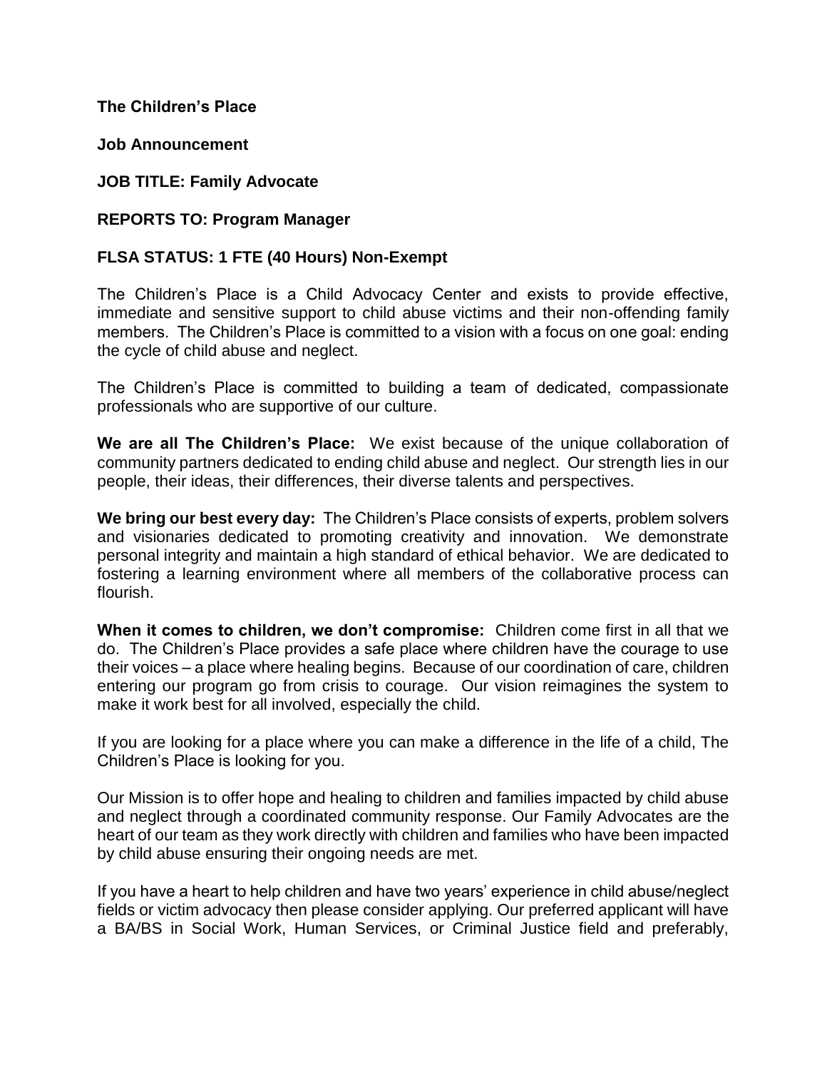**The Children's Place**

**Job Announcement**

**JOB TITLE: Family Advocate**

**REPORTS TO: Program Manager**

**FLSA STATUS: 1 FTE (40 Hours) Non-Exempt**

The Children's Place is a Child Advocacy Center and exists to provide effective, immediate and sensitive support to child abuse victims and their non-offending family members. The Children's Place is committed to a vision with a focus on one goal: ending the cycle of child abuse and neglect.

The Children's Place is committed to building a team of dedicated, compassionate professionals who are supportive of our culture.

**We are all The Children's Place:** We exist because of the unique collaboration of community partners dedicated to ending child abuse and neglect. Our strength lies in our people, their ideas, their differences, their diverse talents and perspectives.

**We bring our best every day:** The Children's Place consists of experts, problem solvers and visionaries dedicated to promoting creativity and innovation. We demonstrate personal integrity and maintain a high standard of ethical behavior. We are dedicated to fostering a learning environment where all members of the collaborative process can flourish.

**When it comes to children, we don't compromise:** Children come first in all that we do. The Children's Place provides a safe place where children have the courage to use their voices – a place where healing begins. Because of our coordination of care, children entering our program go from crisis to courage. Our vision reimagines the system to make it work best for all involved, especially the child.

If you are looking for a place where you can make a difference in the life of a child, The Children's Place is looking for you.

Our Mission is to offer hope and healing to children and families impacted by child abuse and neglect through a coordinated community response. Our Family Advocates are the heart of our team as they work directly with children and families who have been impacted by child abuse ensuring their ongoing needs are met.

If you have a heart to help children and have two years' experience in child abuse/neglect fields or victim advocacy then please consider applying. Our preferred applicant will have a BA/BS in Social Work, Human Services, or Criminal Justice field and preferably,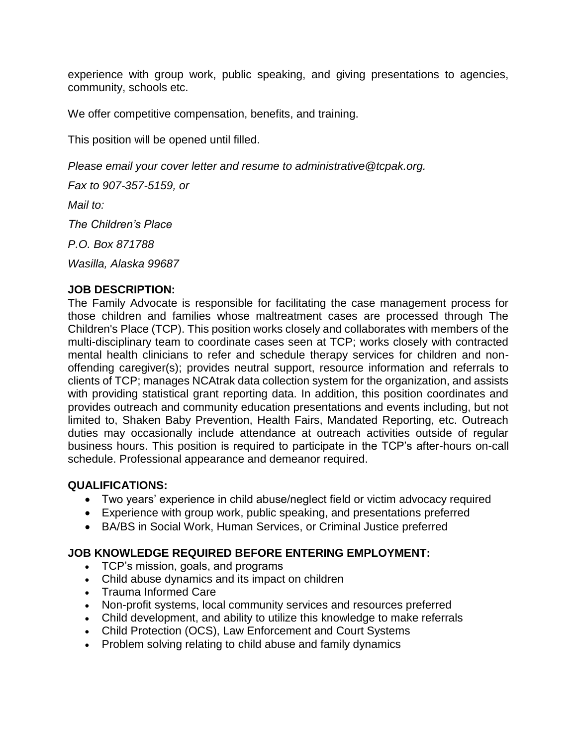experience with group work, public speaking, and giving presentations to agencies, community, schools etc.

We offer competitive compensation, benefits, and training.

This position will be opened until filled.

*Please email your cover letter and resume to administrative@tcpak.org.*

*Fax to 907-357-5159, or*

*Mail to:*

*The Children's Place*

*P.O. Box 871788*

*Wasilla, Alaska 99687*

**JOB DESCRIPTION:**

The Family Advocate is responsible for facilitating the case management process for those children and families whose maltreatment cases are processed through The Children's Place (TCP). This position works closely and collaborates with members of the multi-disciplinary team to coordinate cases seen at TCP; works closely with contracted mental health clinicians to refer and schedule therapy services for children and non-offending caregiver(s); provides neutral support, resource information and referrals to clients of TCP; manages NCAtrak data collection system for the organization, and assists with providing statistical grant reporting data. In addition, this position coordinates and provides outreach and community education presentations and events including, but not limited to, Shaken Baby Prevention, Health Fairs, Mandated Reporting, etc. Outreach duties may occasionally include attendance at outreach activities outside of regular business hours. This position is required to participate in the TCP's after-hours on-call schedule. Professional appearance and demeanor required.

**QUALIFICATIONS:**

- Two years' experience in child abuse/neglect field or victim advocacy required
- Experience with group work, public speaking, and presentations preferred
- BA/BS in Social Work, Human Services, or Criminal Justice preferred

**JOB KNOWLEDGE REQUIRED BEFORE ENTERING EMPLOYMENT:**

- TCP's mission, goals, and programs
- Child abuse dynamics and its impact on children
- Trauma Informed Care
- Non-profit systems, local community services and resources preferred
- Child development, and ability to utilize this knowledge to make referrals
- Child Protection (OCS), Law Enforcement and Court Systems
- Problem solving relating to child abuse and family dynamics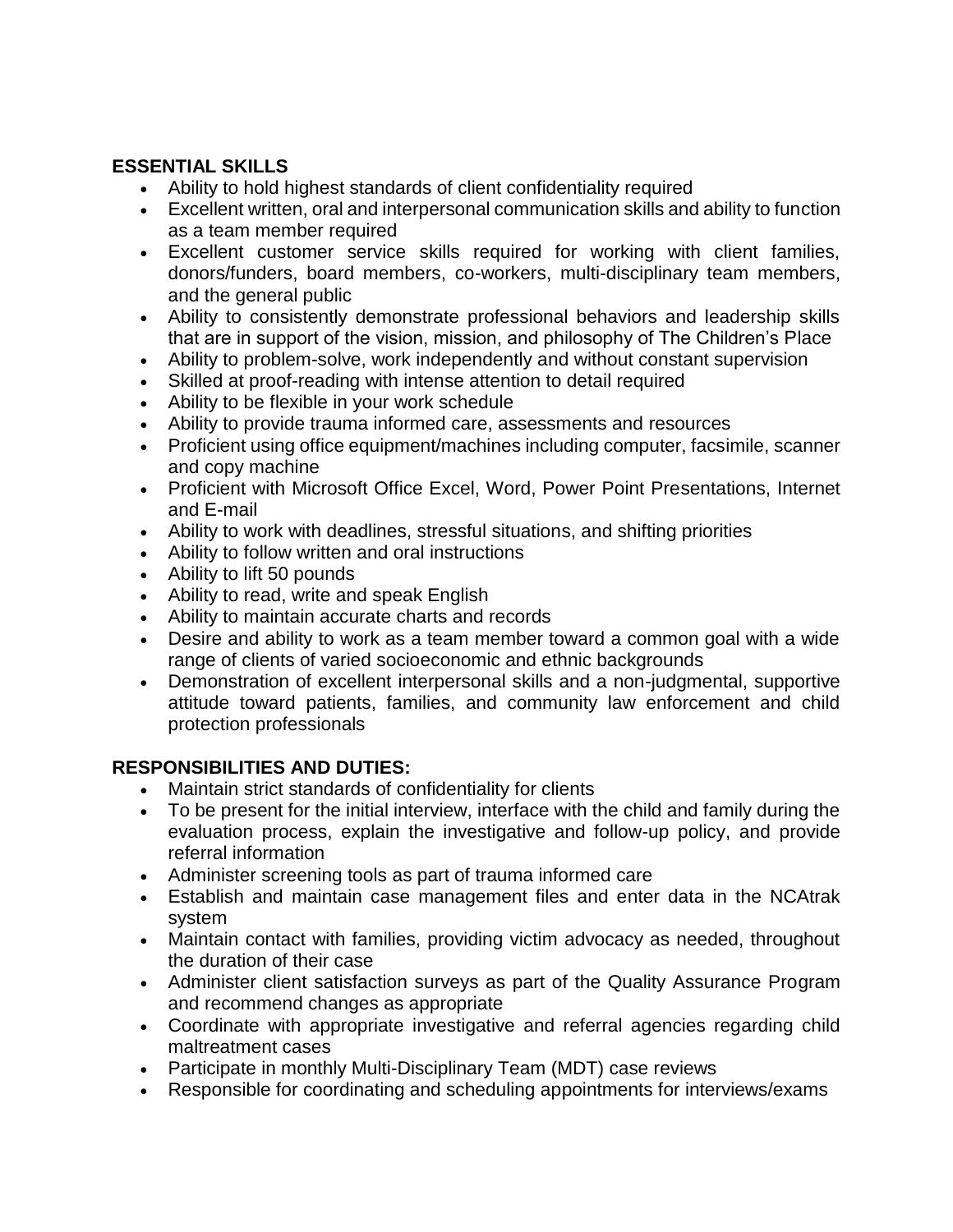## ESSENTIAL SKILLS

- Ability to hold highest standards of client confidentiality required
- Excellent written, oral and interpersonal communication skills and ability to function as a team member required
- Excellent customer service skills required for working with client families, donors/funders, board members, co-workers, multi-disciplinary team members, and the general public
- Ability to consistently demonstrate professional behaviors and leadership skills that are in support of the vision, mission, and philosophy of The Children's Place
- Ability to problem-solve, work independently and without constant supervision
- Skilled at proof-reading with intense attention to detail required
- Ability to be flexible in your work schedule
- Ability to provide trauma informed care, assessments and resources
- Proficient using office equipment/machines including computer, facsimile, scanner and copy machine
- Proficient with Microsoft Office Excel, Word, Power Point Presentations, Internet and E-mail
- Ability to work with deadlines, stressful situations, and shifting priorities
- Ability to follow written and oral instructions
- Ability to lift 50 pounds
- Ability to read, write and speak English
- Ability to maintain accurate charts and records
- Desire and ability to work as a team member toward a common goal with a wide range of clients of varied socioeconomic and ethnic backgrounds
- Demonstration of excellent interpersonal skills and a non-judgmental, supportive attitude toward patients, families, and community law enforcement and child protection professionals

## RESPONSIBILITIES AND DUTIES:

- Maintain strict standards of confidentiality for clients
- To be present for the initial interview, interface with the child and family during the evaluation process, explain the investigative and follow-up policy, and provide referral information
- Administer screening tools as part of trauma informed care
- Establish and maintain case management files and enter data in the NCAtrak system
- Maintain contact with families, providing victim advocacy as needed, throughout the duration of their case
- Administer client satisfaction surveys as part of the Quality Assurance Program and recommend changes as appropriate
- Coordinate with appropriate investigative and referral agencies regarding child maltreatment cases
- Participate in monthly Multi-Disciplinary Team (MDT) case reviews
- Responsible for coordinating and scheduling appointments for interviews/exams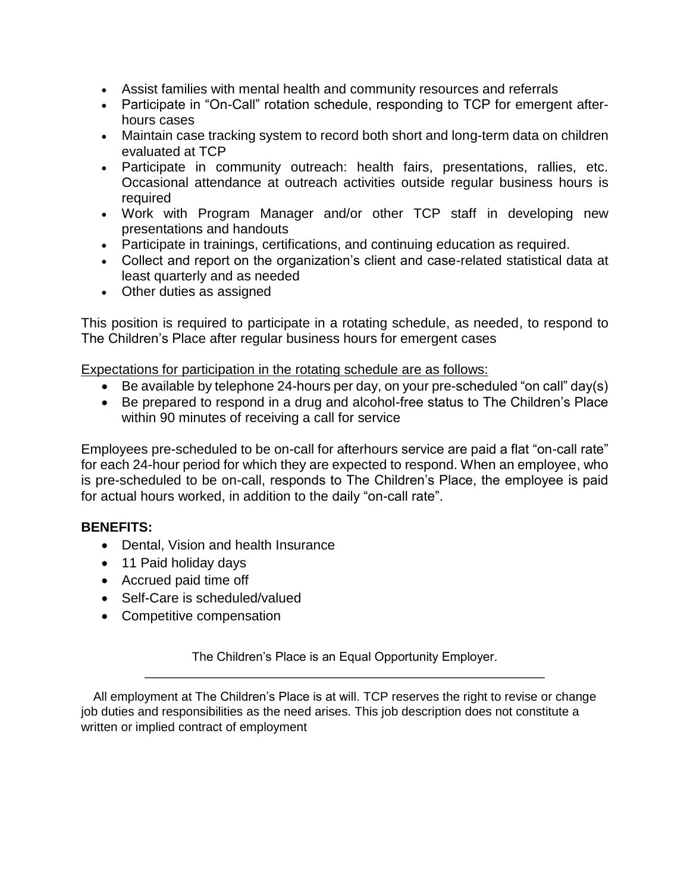- Assist families with mental health and community resources and referrals
- Participate in "On-Call" rotation schedule, responding to TCP for emergent after-hours cases
- Maintain case tracking system to record both short and long-term data on children evaluated at TCP
- Participate in community outreach: health fairs, presentations, rallies, etc. Occasional attendance at outreach activities outside regular business hours is required
- Work with Program Manager and/or other TCP staff in developing new presentations and handouts
- Participate in trainings, certifications, and continuing education as required.
- Collect and report on the organization's client and case-related statistical data at least quarterly and as needed
- Other duties as assigned

This position is required to participate in a rotating schedule, as needed, to respond to The Children's Place after regular business hours for emergent cases

Expectations for participation in the rotating schedule are as follows:

- Be available by telephone 24-hours per day, on your pre-scheduled "on call" day(s)
- Be prepared to respond in a drug and alcohol-free status to The Children's Place within 90 minutes of receiving a call for service

Employees pre-scheduled to be on-call for afterhours service are paid a flat "on-call rate" for each 24-hour period for which they are expected to respond. When an employee, who is pre-scheduled to be on-call, responds to The Children's Place, the employee is paid for actual hours worked, in addition to the daily "on-call rate".

**BENEFITS:**

- Dental, Vision and health Insurance
- 11 Paid holiday days
- Accrued paid time off
- Self-Care is scheduled/valued
- Competitive compensation

The Children's Place is an Equal Opportunity Employer.

---

All employment at The Children's Place is at will. TCP reserves the right to revise or change job duties and responsibilities as the need arises. This job description does not constitute a written or implied contract of employment